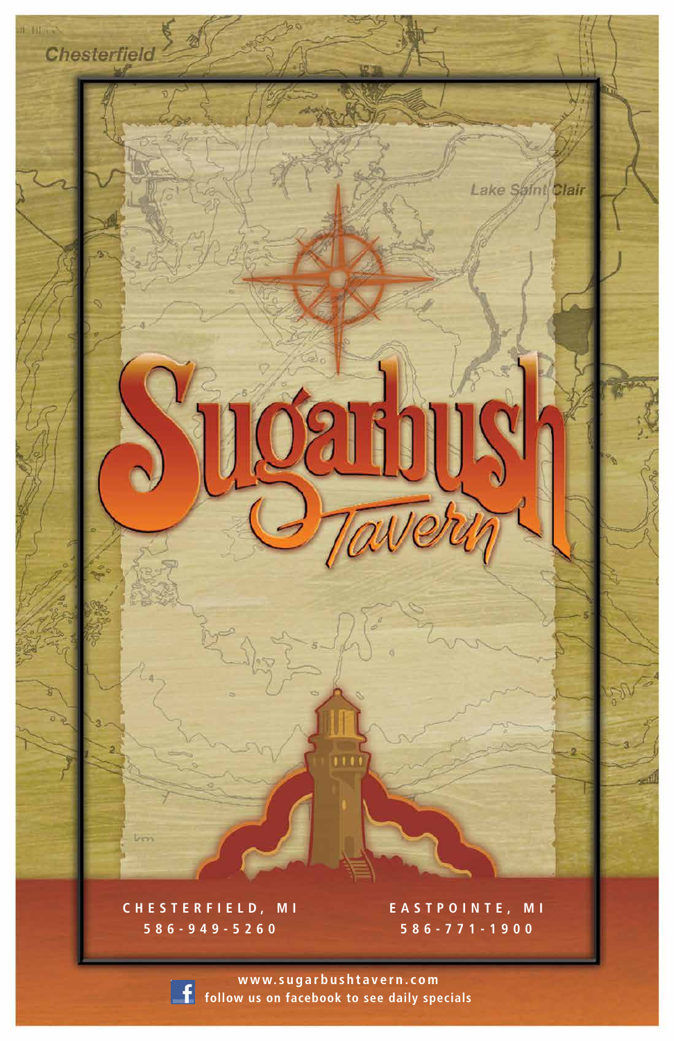# Sugarbush Tavern

CHESTERFIELD, MI
586-949-5260

EASTPOINTE, MI
586-771-1900

www.sugarbushtavern.com
follow us on facebook to see daily specials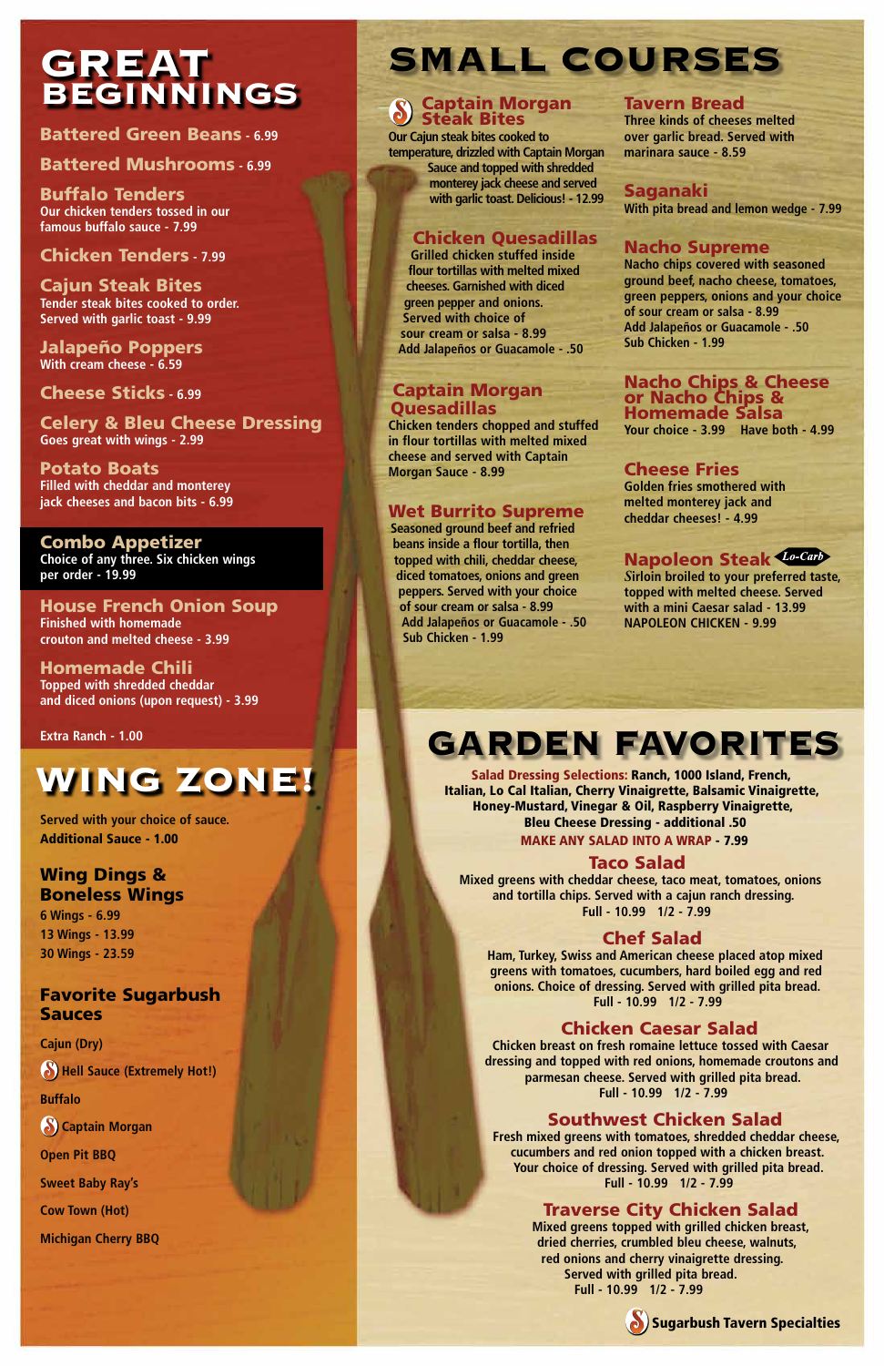# GREAT BEGINNINGS

**Battered Green Beans** - 6.99

**Battered Mushrooms** - 6.99

**Buffalo Tenders**
Our chicken tenders tossed in our famous buffalo sauce - 7.99

**Chicken Tenders** - 7.99

**Cajun Steak Bites**
Tender steak bites cooked to order. Served with garlic toast - 9.99

**Jalapeño Poppers**
With cream cheese - 6.59

**Cheese Sticks** - 6.99

**Celery & Bleu Cheese Dressing**
Goes great with wings - 2.99

**Potato Boats**
Filled with cheddar and monterey jack cheeses and bacon bits - 6.99

**Combo Appetizer**
Choice of any three. Six chicken wings per order - 19.99

**House French Onion Soup**
Finished with homemade crouton and melted cheese - 3.99

**Homemade Chili**
Topped with shredded cheddar and diced onions (upon request) - 3.99

Extra Ranch - 1.00

# WING ZONE!

Served with your choice of sauce.
**Additional Sauce - 1.00**

## Wing Dings & Boneless Wings

6 Wings - 6.99
13 Wings - 13.99
30 Wings - 23.59

## Favorite Sugarbush Sauces

- Cajun (Dry)
- (S) Hell Sauce (Extremely Hot!)
- Buffalo
- (S) Captain Morgan
- Open Pit BBQ
- Sweet Baby Ray's
- Cow Town (Hot)
- Michigan Cherry BBQ

# SMALL COURSES

**(S) Captain Morgan Steak Bites**
Our Cajun steak bites cooked to temperature, drizzled with Captain Morgan Sauce and topped with shredded monterey jack cheese and served with garlic toast. Delicious! - 12.99

**Chicken Quesadillas**
Grilled chicken stuffed inside flour tortillas with melted mixed cheeses. Garnished with diced green pepper and onions. Served with choice of sour cream or salsa - 8.99
Add Jalapeños or Guacamole - .50

**Captain Morgan Quesadillas**
Chicken tenders chopped and stuffed in flour tortillas with melted mixed cheese and served with Captain Morgan Sauce - 8.99

**Wet Burrito Supreme**
Seasoned ground beef and refried beans inside a flour tortilla, then topped with chili, cheddar cheese, diced tomatoes, onions and green peppers. Served with your choice of sour cream or salsa - 8.99
Add Jalapeños or Guacamole - .50
Sub Chicken - 1.99

**Tavern Bread**
Three kinds of cheeses melted over garlic bread. Served with marinara sauce - 8.59

**Saganaki**
With pita bread and lemon wedge - 7.99

**Nacho Supreme**
Nacho chips covered with seasoned ground beef, nacho cheese, tomatoes, green peppers, onions and your choice of sour cream or salsa - 8.99
Add Jalapeños or Guacamole - .50
Sub Chicken - 1.99

**Nacho Chips & Cheese or Nacho Chips & Homemade Salsa**
Your choice - 3.99 Have both - 4.99

**Cheese Fries**
Golden fries smothered with melted monterey jack and cheddar cheeses! - 4.99

**Napoleon Steak** *Lo-Carb*
Sirloin broiled to your preferred taste, topped with melted cheese. Served with a mini Caesar salad - 13.99
NAPOLEON CHICKEN - 9.99

# GARDEN FAVORITES

**Salad Dressing Selections:** Ranch, 1000 Island, French, Italian, Lo Cal Italian, Cherry Vinaigrette, Balsamic Vinaigrette, Honey-Mustard, Vinegar & Oil, Raspberry Vinaigrette, Bleu Cheese Dressing - additional .50

**MAKE ANY SALAD INTO A WRAP - 7.99**

**Taco Salad**
Mixed greens with cheddar cheese, taco meat, tomatoes, onions and tortilla chips. Served with a cajun ranch dressing.
Full - 10.99 1/2 - 7.99

**Chef Salad**
Ham, Turkey, Swiss and American cheese placed atop mixed greens with tomatoes, cucumbers, hard boiled egg and red onions. Choice of dressing. Served with grilled pita bread.
Full - 10.99 1/2 - 7.99

**Chicken Caesar Salad**
Chicken breast on fresh romaine lettuce tossed with Caesar dressing and topped with red onions, homemade croutons and parmesan cheese. Served with grilled pita bread.
Full - 10.99 1/2 - 7.99

**Southwest Chicken Salad**
Fresh mixed greens with tomatoes, shredded cheddar cheese, cucumbers and red onion topped with a chicken breast. Your choice of dressing. Served with grilled pita bread.
Full - 10.99 1/2 - 7.99

**Traverse City Chicken Salad**
Mixed greens topped with grilled chicken breast, dried cherries, crumbled bleu cheese, walnuts, red onions and cherry vinaigrette dressing. Served with grilled pita bread.
Full - 10.99 1/2 - 7.99

(S) Sugarbush Tavern Specialties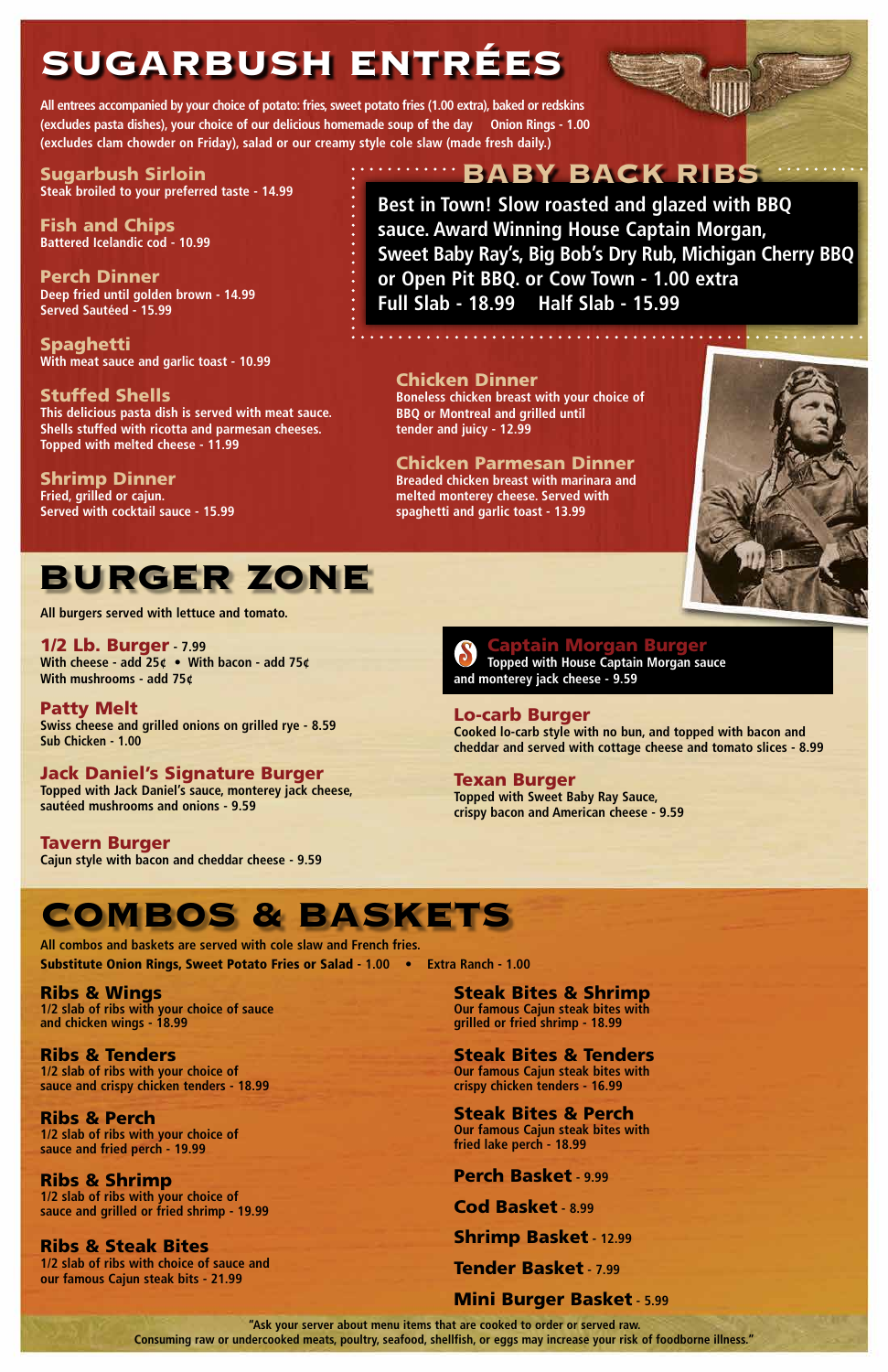# SUGARBUSH ENTRÉES

**All entrees accompanied by your choice of potato: fries, sweet potato fries (1.00 extra), baked or redskins (excludes pasta dishes), your choice of our delicious homemade soup of the day Onion Rings - 1.00 (excludes clam chowder on Friday), salad or our creamy style cole slaw (made fresh daily.)**

### Sugarbush Sirloin
Steak broiled to your preferred taste - 14.99

### Fish and Chips
Battered Icelandic cod - 10.99

### Perch Dinner
Deep fried until golden brown - 14.99
Served Sautéed - 15.99

### Spaghetti
With meat sauce and garlic toast - 10.99

### Stuffed Shells
This delicious pasta dish is served with meat sauce. Shells stuffed with ricotta and parmesan cheeses. Topped with melted cheese - 11.99

### Shrimp Dinner
Fried, grilled or cajun.
Served with cocktail sauce - 15.99

## BABY BACK RIBS

**Best in Town! Slow roasted and glazed with BBQ sauce. Award Winning House Captain Morgan, Sweet Baby Ray's, Big Bob's Dry Rub, Michigan Cherry BBQ or Open Pit BBQ. or Cow Town - 1.00 extra**
**Full Slab - 18.99 Half Slab - 15.99**

### Chicken Dinner
Boneless chicken breast with your choice of BBQ or Montreal and grilled until tender and juicy - 12.99

### Chicken Parmesan Dinner
Breaded chicken breast with marinara and melted monterey cheese. Served with spaghetti and garlic toast - 13.99

# BURGER ZONE

All burgers served with lettuce and tomato.

### 1/2 Lb. Burger - 7.99
With cheese - add 25¢ • With bacon - add 75¢
With mushrooms - add 75¢

### Patty Melt
Swiss cheese and grilled onions on grilled rye - 8.59
Sub Chicken - 1.00

### Jack Daniel's Signature Burger
Topped with Jack Daniel's sauce, monterey jack cheese, sautéed mushrooms and onions - 9.59

### Tavern Burger
Cajun style with bacon and cheddar cheese - 9.59

### Captain Morgan Burger
Topped with House Captain Morgan sauce and monterey jack cheese - 9.59

### Lo-carb Burger
Cooked lo-carb style with no bun, and topped with bacon and cheddar and served with cottage cheese and tomato slices - 8.99

### Texan Burger
Topped with Sweet Baby Ray Sauce, crispy bacon and American cheese - 9.59

# COMBOS & BASKETS

All combos and baskets are served with cole slaw and French fries.
**Substitute Onion Rings, Sweet Potato Fries or Salad - 1.00 • Extra Ranch - 1.00**

### Ribs & Wings
1/2 slab of ribs with your choice of sauce and chicken wings - 18.99

### Ribs & Tenders
1/2 slab of ribs with your choice of sauce and crispy chicken tenders - 18.99

### Ribs & Perch
1/2 slab of ribs with your choice of sauce and fried perch - 19.99

### Ribs & Shrimp
1/2 slab of ribs with your choice of sauce and grilled or fried shrimp - 19.99

### Ribs & Steak Bites
1/2 slab of ribs with choice of sauce and our famous Cajun steak bits - 21.99

### Steak Bites & Shrimp
Our famous Cajun steak bites with grilled or fried shrimp - 18.99

### Steak Bites & Tenders
Our famous Cajun steak bites with crispy chicken tenders - 16.99

### Steak Bites & Perch
Our famous Cajun steak bites with fried lake perch - 18.99

### Perch Basket - 9.99

### Cod Basket - 8.99

### Shrimp Basket - 12.99

### Tender Basket - 7.99

### Mini Burger Basket - 5.99

"Ask your server about menu items that are cooked to order or served raw. Consuming raw or undercooked meats, poultry, seafood, shellfish, or eggs may increase your risk of foodborne illness."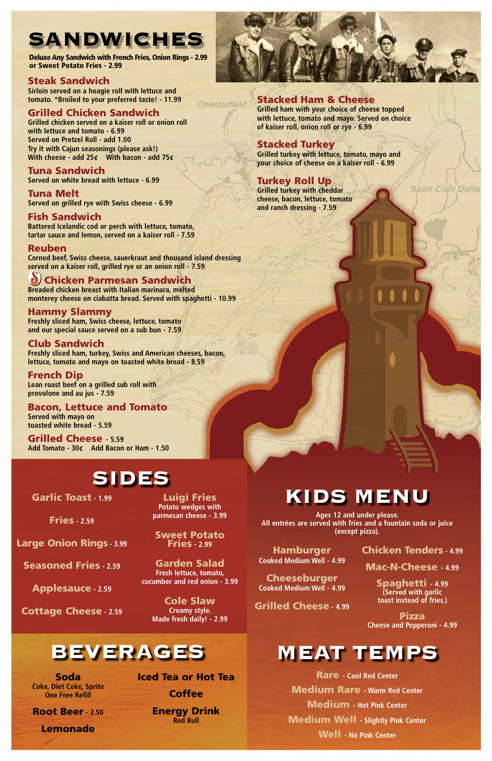# SANDWICHES

**Deluxe Any Sandwich with French Fries, Onion Rings - 2.99 or Sweet Potato Fries - 2.99**

### Steak Sandwich
Sirloin served on a hoagie roll with lettuce and tomato. *Broiled to your preferred taste! - 11.99

### Grilled Chicken Sandwich
Grilled chicken served on a kaiser roll or onion roll with lettuce and tomato - 6.99
Served on Pretzel Roll - add 1.00
Try it with Cajun seasonings (please ask!)
With cheese - add 25¢ With bacon - add 75¢

### Tuna Sandwich
Served on white bread with lettuce - 6.99

### Tuna Melt
Served on grilled rye with Swiss cheese - 6.99

### Fish Sandwich
Battered Icelandic cod or perch with lettuce, tomato, tartar sauce and lemon, served on a kaiser roll - 7.59

### Reuben
Corned beef, Swiss cheese, sauerkraut and thousand island dressing served on a kaiser roll, grilled rye or an onion roll - 7.59

### Chicken Parmesan Sandwich
Breaded chicken breast with Italian marinara, melted monterey cheese on ciabatta bread. Served with spaghetti - 10.99

### Hammy Slammy
Freshly sliced ham, Swiss cheese, lettuce, tomato and our special sauce served on a sub bun - 7.59

### Club Sandwich
Freshly sliced ham, turkey, Swiss and American cheeses, bacon, lettuce, tomato and mayo on toasted white bread - 8.59

### French Dip
Lean roast beef on a grilled sub roll with provolone and au jus - 7.59

### Bacon, Lettuce and Tomato
Served with mayo on toasted white bread - 5.59

### Grilled Cheese - 5.59
Add Tomato - 30¢ Add Bacon or Ham - 1.50

### Stacked Ham & Cheese
Grilled ham with your choice of cheese topped with lettuce, tomato and mayo. Served on choice of kaiser roll, onion roll or rye - 6.99

### Stacked Turkey
Grilled turkey with lettuce, tomato, mayo and your choice of cheese on a kaiser roll - 6.99

### Turkey Roll Up
Grilled turkey with cheddar cheese, bacon, lettuce, tomato and ranch dressing - 7.59

# SIDES

- **Garlic Toast** - 1.99
- **Fries** - 2.59
- **Large Onion Rings** - 3.99
- **Seasoned Fries** - 2.59
- **Applesauce** - 2.59
- **Cottage Cheese** - 2.59
- **Luigi Fries** — Potato wedges with parmesan cheese - 3.99
- **Sweet Potato Fries** - 2.99
- **Garden Salad** — Fresh lettuce, tomato, cucumber and red onion - 3.99
- **Cole Slaw** — Creamy style. Made fresh daily! - 2.99

# KIDS MENU

Ages 12 and under please.
All entrées are served with fries and a fountain soda or juice (except pizza).

- **Hamburger** — Cooked Medium Well - 4.99
- **Cheeseburger** — Cooked Medium Well - 4.99
- **Grilled Cheese** - 4.99
- **Chicken Tenders** - 4.99
- **Mac-N-Cheese** - 4.99
- **Spaghetti** - 4.99 (Served with garlic toast instead of fries.)
- **Pizza** — Cheese and Pepperoni - 4.99

# BEVERAGES

- **Soda** — Coke, Diet Coke, Sprite — One Free Refill
- **Root Beer** - 2.50
- **Lemonade**
- **Iced Tea or Hot Tea**
- **Coffee**
- **Energy Drink** — Red Bull

# MEAT TEMPS

- **Rare** - Cool Red Center
- **Medium Rare** - Warm Red Center
- **Medium** - Hot Pink Center
- **Medium Well** - Slightly Pink Center
- **Well** - No Pink Center